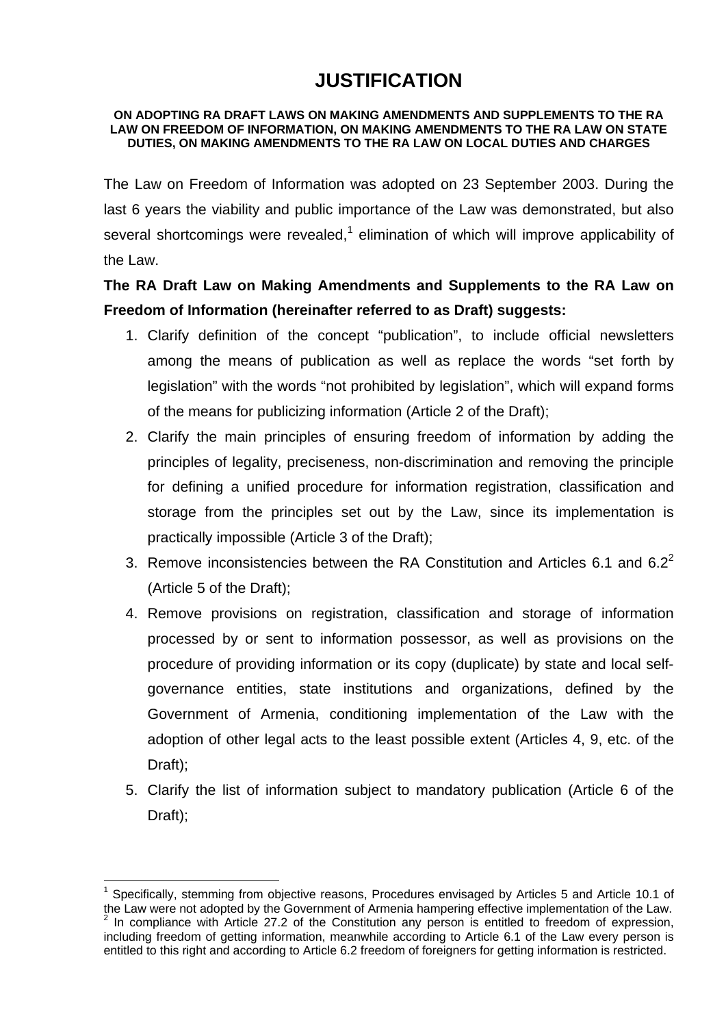# JUSTIFICATION

**ON ADOPTING RA DRAFT LAWS ON MAKING AMENDMENTS AND SUPPLEMENTS TO THE RA LAW ON FREEDOM OF INFORMATION, ON MAKING AMENDMENTS TO THE RA LAW ON STATE DUTIES, ON MAKING AMENDMENTS TO THE RA LAW ON LOCAL DUTIES AND CHARGES**

The Law on Freedom of Information was adopted on 23 September 2003. During the last 6 years the viability and public importance of the Law was demonstrated, but also several shortcomings were revealed,[1] elimination of which will improve applicability of the Law.

**The RA Draft Law on Making Amendments and Supplements to the RA Law on Freedom of Information (hereinafter referred to as Draft) suggests:**

1. Clarify definition of the concept "publication", to include official newsletters among the means of publication as well as replace the words "set forth by legislation" with the words "not prohibited by legislation", which will expand forms of the means for publicizing information (Article 2 of the Draft);
2. Clarify the main principles of ensuring freedom of information by adding the principles of legality, preciseness, non-discrimination and removing the principle for defining a unified procedure for information registration, classification and storage from the principles set out by the Law, since its implementation is practically impossible (Article 3 of the Draft);
3. Remove inconsistencies between the RA Constitution and Articles 6.1 and 6.2[2] (Article 5 of the Draft);
4. Remove provisions on registration, classification and storage of information processed by or sent to information possessor, as well as provisions on the procedure of providing information or its copy (duplicate) by state and local self-governance entities, state institutions and organizations, defined by the Government of Armenia, conditioning implementation of the Law with the adoption of other legal acts to the least possible extent (Articles 4, 9, etc. of the Draft);
5. Clarify the list of information subject to mandatory publication (Article 6 of the Draft);

---

[1] Specifically, stemming from objective reasons, Procedures envisaged by Articles 5 and Article 10.1 of the Law were not adopted by the Government of Armenia hampering effective implementation of the Law.

[2] In compliance with Article 27.2 of the Constitution any person is entitled to freedom of expression, including freedom of getting information, meanwhile according to Article 6.1 of the Law every person is entitled to this right and according to Article 6.2 freedom of foreigners for getting information is restricted.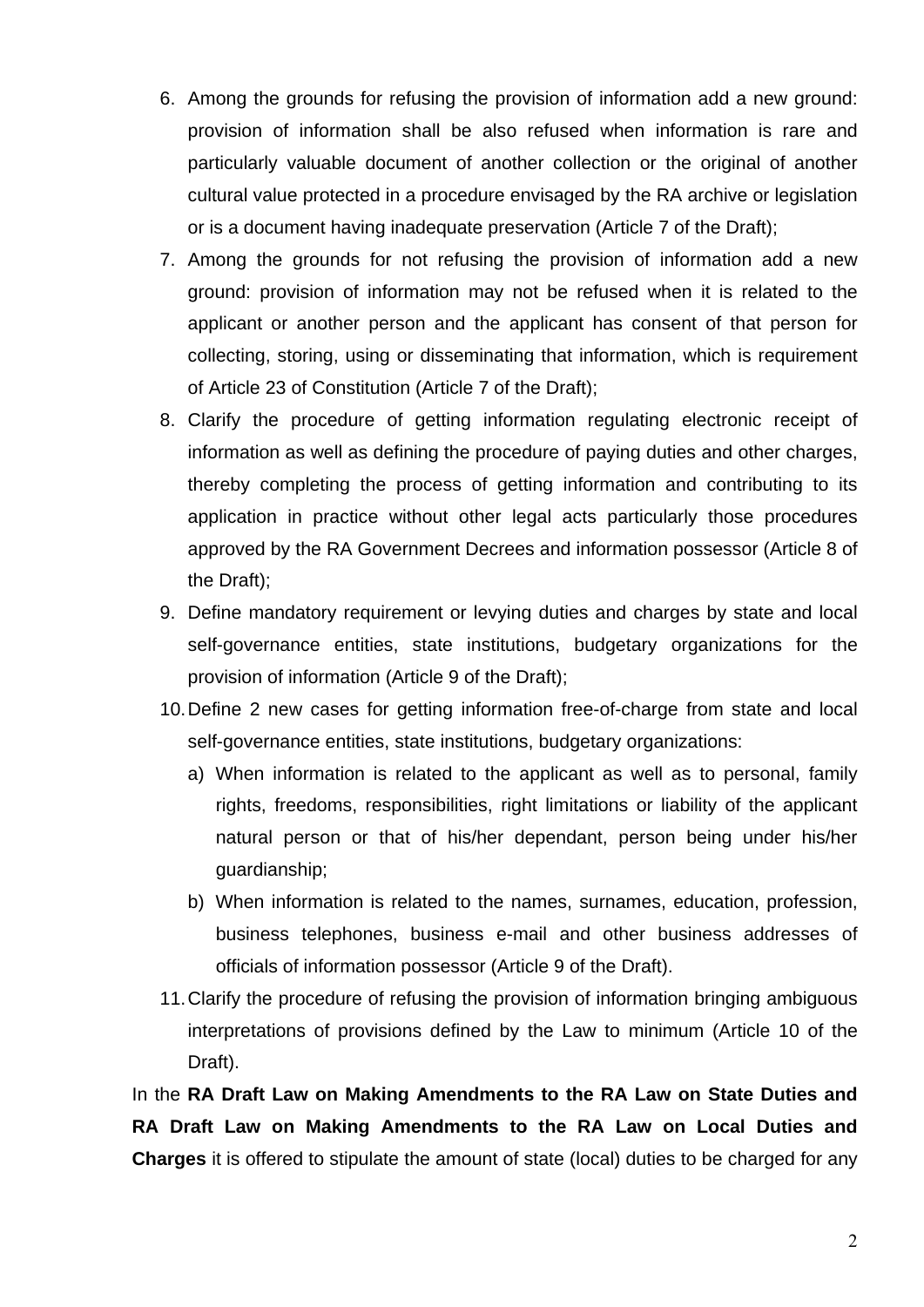6. Among the grounds for refusing the provision of information add a new ground: provision of information shall be also refused when information is rare and particularly valuable document of another collection or the original of another cultural value protected in a procedure envisaged by the RA archive or legislation or is a document having inadequate preservation (Article 7 of the Draft);
7. Among the grounds for not refusing the provision of information add a new ground: provision of information may not be refused when it is related to the applicant or another person and the applicant has consent of that person for collecting, storing, using or disseminating that information, which is requirement of Article 23 of Constitution (Article 7 of the Draft);
8. Clarify the procedure of getting information regulating electronic receipt of information as well as defining the procedure of paying duties and other charges, thereby completing the process of getting information and contributing to its application in practice without other legal acts particularly those procedures approved by the RA Government Decrees and information possessor (Article 8 of the Draft);
9. Define mandatory requirement or levying duties and charges by state and local self-governance entities, state institutions, budgetary organizations for the provision of information (Article 9 of the Draft);
10. Define 2 new cases for getting information free-of-charge from state and local self-governance entities, state institutions, budgetary organizations:
    a) When information is related to the applicant as well as to personal, family rights, freedoms, responsibilities, right limitations or liability of the applicant natural person or that of his/her dependant, person being under his/her guardianship;
    b) When information is related to the names, surnames, education, profession, business telephones, business e-mail and other business addresses of officials of information possessor (Article 9 of the Draft).
11. Clarify the procedure of refusing the provision of information bringing ambiguous interpretations of provisions defined by the Law to minimum (Article 10 of the Draft).

In the **RA Draft Law on Making Amendments to the RA Law on State Duties and RA Draft Law on Making Amendments to the RA Law on Local Duties and Charges** it is offered to stipulate the amount of state (local) duties to be charged for any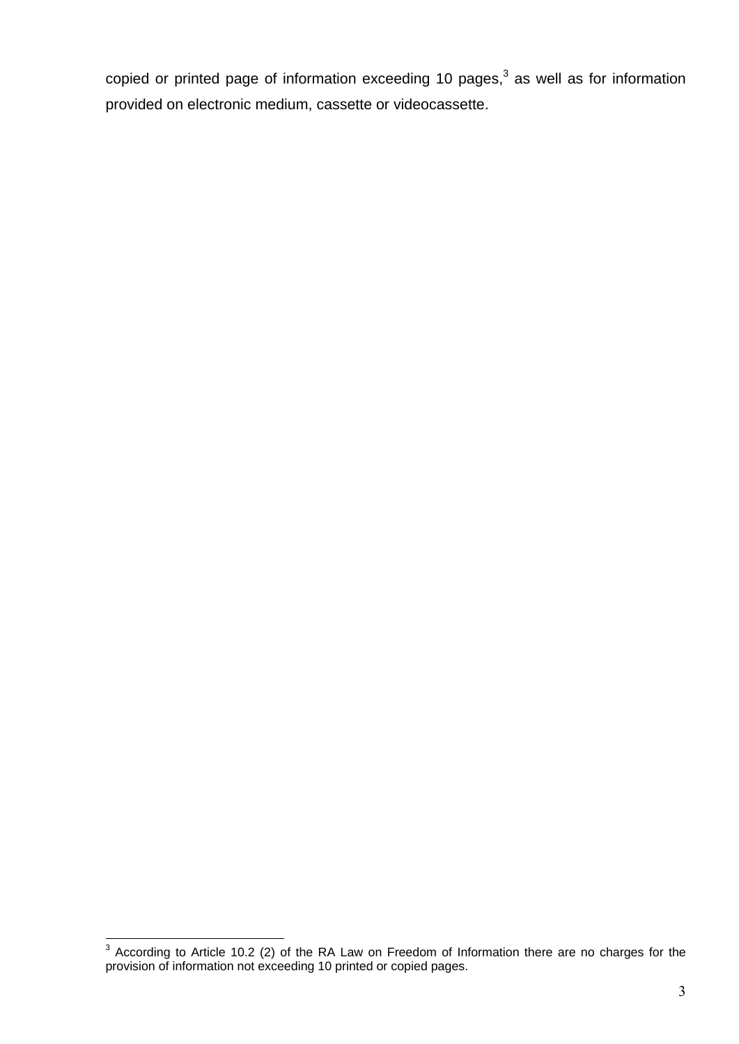copied or printed page of information exceeding 10 pages,[3] as well as for information provided on electronic medium, cassette or videocassette.

---

[3] According to Article 10.2 (2) of the RA Law on Freedom of Information there are no charges for the provision of information not exceeding 10 printed or copied pages.